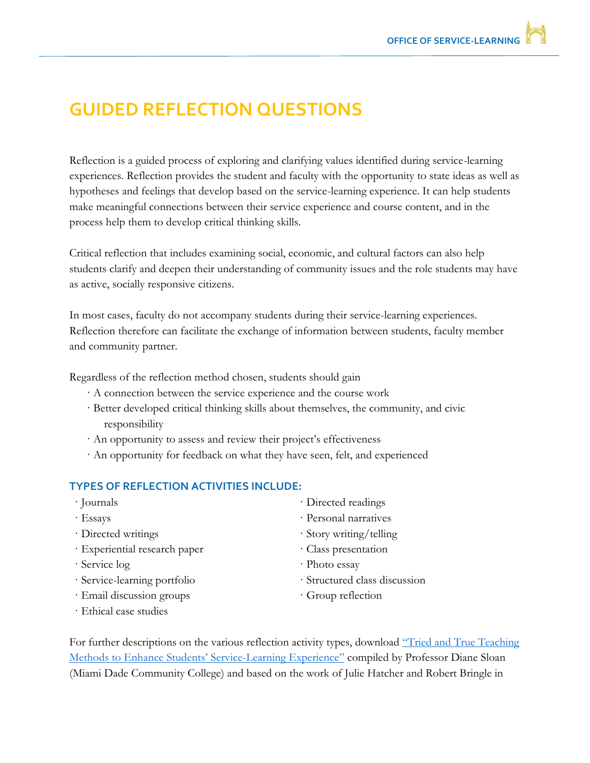# GUIDED REFLECTION QUESTIONS

Reflection is a guided process of exploring and clarifying values identified during service-learning experiences. Reflection provides the student and faculty with the opportunity to state ideas as well as hypotheses and feelings that develop based on the service-learning experience. It can help students make meaningful connections between their service experience and course content, and in the process help them to develop critical thinking skills.

Critical reflection that includes examining social, economic, and cultural factors can also help students clarify and deepen their understanding of community issues and the role students may have as active, socially responsive citizens.

In most cases, faculty do not accompany students during their service-learning experiences. Reflection therefore can facilitate the exchange of information between students, faculty member and community partner.

Regardless of the reflection method chosen, students should gain

- A connection between the service experience and the course work
- Better developed critical thinking skills about themselves, the community, and civic responsibility
- An opportunity to assess and review their project's effectiveness
- An opportunity for feedback on what they have seen, felt, and experienced

### TYPES OF REFLECTION ACTIVITIES INCLUDE:

- Journals
- Essays
- Directed writings
- Experiential research paper
- Service log
- Service-learning portfolio
- Email discussion groups
- Ethical case studies
- Directed readings
- Personal narratives
- Story writing/telling
- Class presentation
- Photo essay
- Structured class discussion
- Group reflection

For further descriptions on the various reflection activity types, download "Tried and True Teaching Methods to Enhance Students' Service-Learning Experience" compiled by Professor Diane Sloan (Miami Dade Community College) and based on the work of Julie Hatcher and Robert Bringle in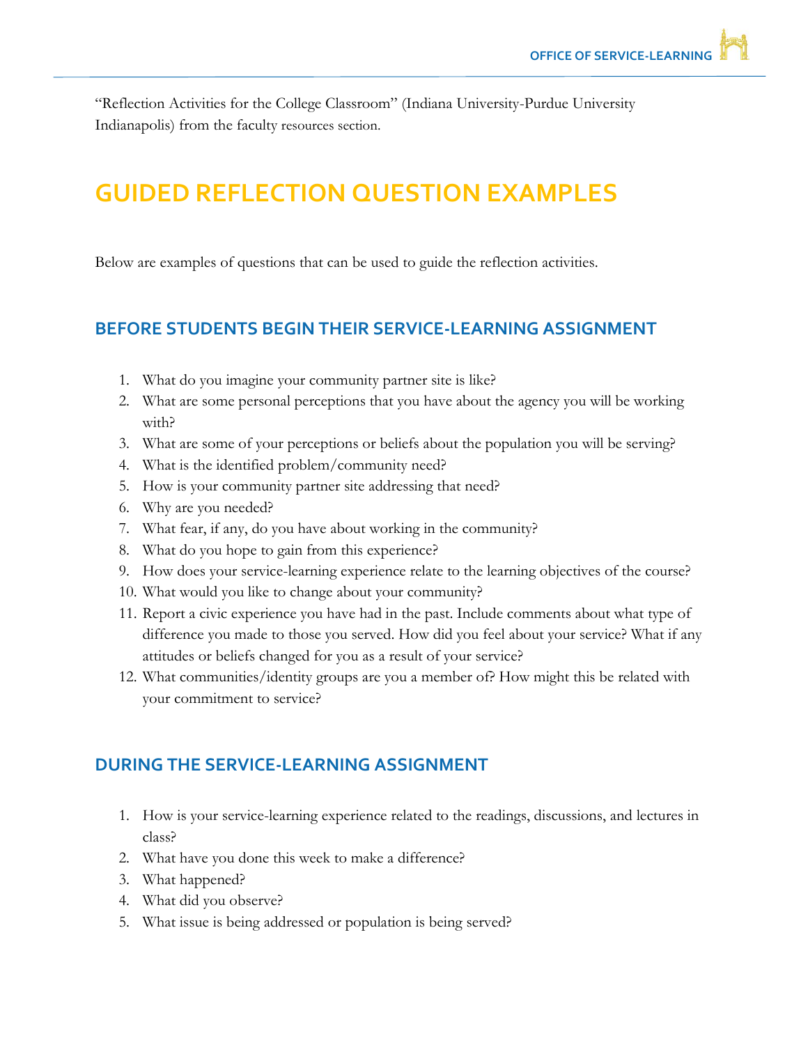"Reflection Activities for the College Classroom" (Indiana University-Purdue University Indianapolis) from the faculty resources section.

# GUIDED REFLECTION QUESTION EXAMPLES

Below are examples of questions that can be used to guide the reflection activities.

## BEFORE STUDENTS BEGIN THEIR SERVICE-LEARNING ASSIGNMENT

1. What do you imagine your community partner site is like?
2. What are some personal perceptions that you have about the agency you will be working with?
3. What are some of your perceptions or beliefs about the population you will be serving?
4. What is the identified problem/community need?
5. How is your community partner site addressing that need?
6. Why are you needed?
7. What fear, if any, do you have about working in the community?
8. What do you hope to gain from this experience?
9. How does your service-learning experience relate to the learning objectives of the course?
10. What would you like to change about your community?
11. Report a civic experience you have had in the past. Include comments about what type of difference you made to those you served. How did you feel about your service? What if any attitudes or beliefs changed for you as a result of your service?
12. What communities/identity groups are you a member of? How might this be related with your commitment to service?

## DURING THE SERVICE-LEARNING ASSIGNMENT

1. How is your service-learning experience related to the readings, discussions, and lectures in class?
2. What have you done this week to make a difference?
3. What happened?
4. What did you observe?
5. What issue is being addressed or population is being served?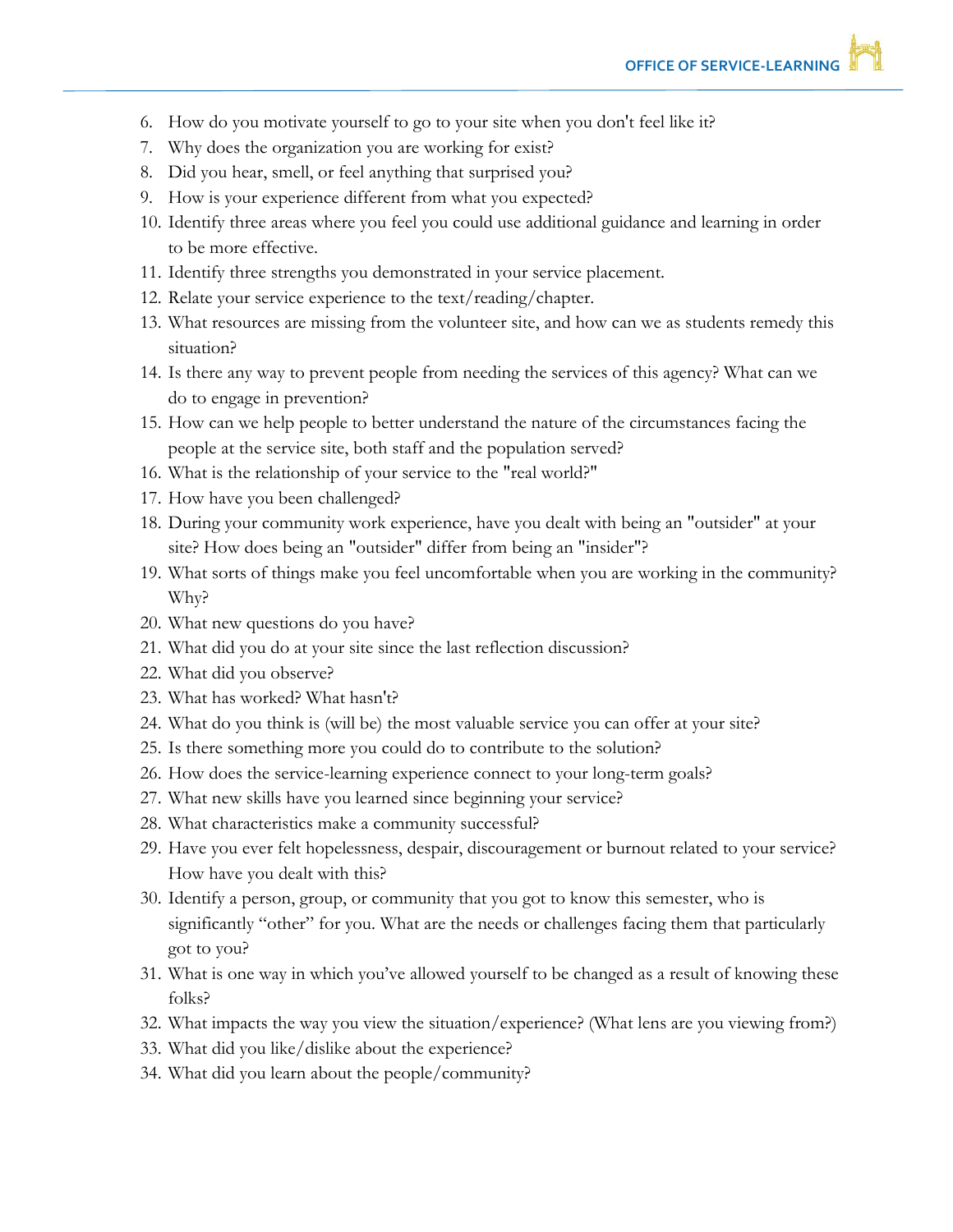6. How do you motivate yourself to go to your site when you don't feel like it?
7. Why does the organization you are working for exist?
8. Did you hear, smell, or feel anything that surprised you?
9. How is your experience different from what you expected?
10. Identify three areas where you feel you could use additional guidance and learning in order to be more effective.
11. Identify three strengths you demonstrated in your service placement.
12. Relate your service experience to the text/reading/chapter.
13. What resources are missing from the volunteer site, and how can we as students remedy this situation?
14. Is there any way to prevent people from needing the services of this agency? What can we do to engage in prevention?
15. How can we help people to better understand the nature of the circumstances facing the people at the service site, both staff and the population served?
16. What is the relationship of your service to the "real world?"
17. How have you been challenged?
18. During your community work experience, have you dealt with being an "outsider" at your site? How does being an "outsider" differ from being an "insider"?
19. What sorts of things make you feel uncomfortable when you are working in the community? Why?
20. What new questions do you have?
21. What did you do at your site since the last reflection discussion?
22. What did you observe?
23. What has worked? What hasn't?
24. What do you think is (will be) the most valuable service you can offer at your site?
25. Is there something more you could do to contribute to the solution?
26. How does the service-learning experience connect to your long-term goals?
27. What new skills have you learned since beginning your service?
28. What characteristics make a community successful?
29. Have you ever felt hopelessness, despair, discouragement or burnout related to your service? How have you dealt with this?
30. Identify a person, group, or community that you got to know this semester, who is significantly "other" for you. What are the needs or challenges facing them that particularly got to you?
31. What is one way in which you've allowed yourself to be changed as a result of knowing these folks?
32. What impacts the way you view the situation/experience? (What lens are you viewing from?)
33. What did you like/dislike about the experience?
34. What did you learn about the people/community?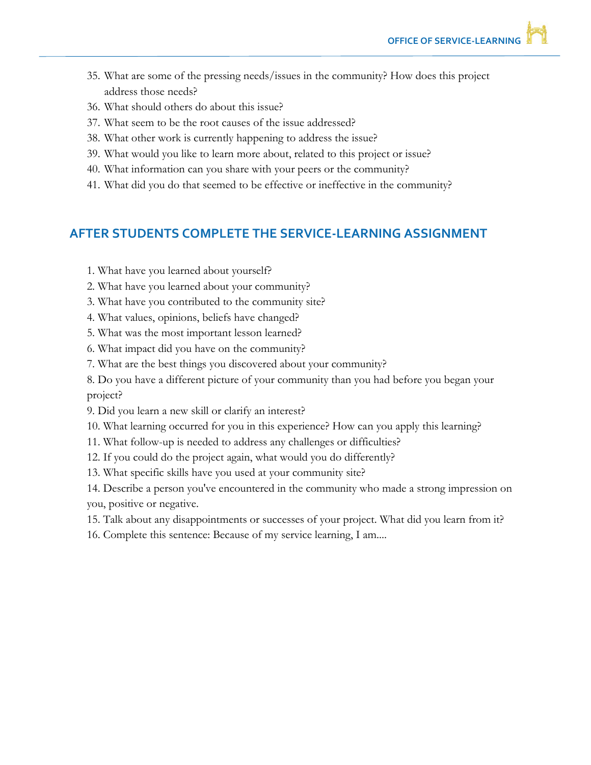35. What are some of the pressing needs/issues in the community? How does this project address those needs?
36. What should others do about this issue?
37. What seem to be the root causes of the issue addressed?
38. What other work is currently happening to address the issue?
39. What would you like to learn more about, related to this project or issue?
40. What information can you share with your peers or the community?
41. What did you do that seemed to be effective or ineffective in the community?

## AFTER STUDENTS COMPLETE THE SERVICE-LEARNING ASSIGNMENT

1. What have you learned about yourself?
2. What have you learned about your community?
3. What have you contributed to the community site?
4. What values, opinions, beliefs have changed?
5. What was the most important lesson learned?
6. What impact did you have on the community?
7. What are the best things you discovered about your community?
8. Do you have a different picture of your community than you had before you began your project?
9. Did you learn a new skill or clarify an interest?
10. What learning occurred for you in this experience? How can you apply this learning?
11. What follow-up is needed to address any challenges or difficulties?
12. If you could do the project again, what would you do differently?
13. What specific skills have you used at your community site?
14. Describe a person you've encountered in the community who made a strong impression on you, positive or negative.
15. Talk about any disappointments or successes of your project. What did you learn from it?
16. Complete this sentence: Because of my service learning, I am....